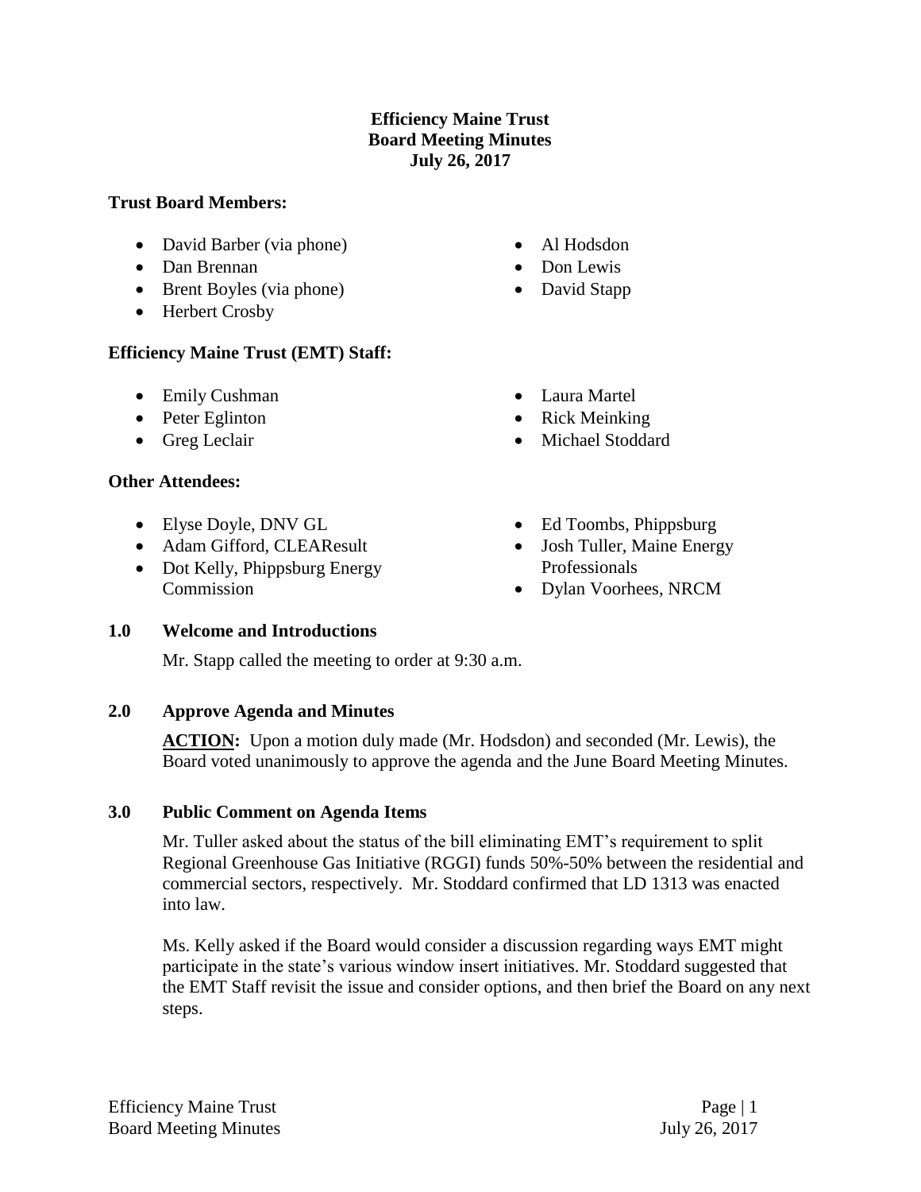# Efficiency Maine Trust
# Board Meeting Minutes
# July 26, 2017

**Trust Board Members:**

- David Barber (via phone)
- Dan Brennan
- Brent Boyles (via phone)
- Herbert Crosby
- Al Hodsdon
- Don Lewis
- David Stapp

**Efficiency Maine Trust (EMT) Staff:**

- Emily Cushman
- Peter Eglinton
- Greg Leclair
- Laura Martel
- Rick Meinking
- Michael Stoddard

**Other Attendees:**

- Elyse Doyle, DNV GL
- Adam Gifford, CLEAResult
- Dot Kelly, Phippsburg Energy Commission
- Ed Toombs, Phippsburg
- Josh Tuller, Maine Energy Professionals
- Dylan Voorhees, NRCM

## 1.0 Welcome and Introductions

Mr. Stapp called the meeting to order at 9:30 a.m.

## 2.0 Approve Agenda and Minutes

**ACTION:** Upon a motion duly made (Mr. Hodsdon) and seconded (Mr. Lewis), the Board voted unanimously to approve the agenda and the June Board Meeting Minutes.

## 3.0 Public Comment on Agenda Items

Mr. Tuller asked about the status of the bill eliminating EMT's requirement to split Regional Greenhouse Gas Initiative (RGGI) funds 50%-50% between the residential and commercial sectors, respectively. Mr. Stoddard confirmed that LD 1313 was enacted into law.

Ms. Kelly asked if the Board would consider a discussion regarding ways EMT might participate in the state's various window insert initiatives. Mr. Stoddard suggested that the EMT Staff revisit the issue and consider options, and then brief the Board on any next steps.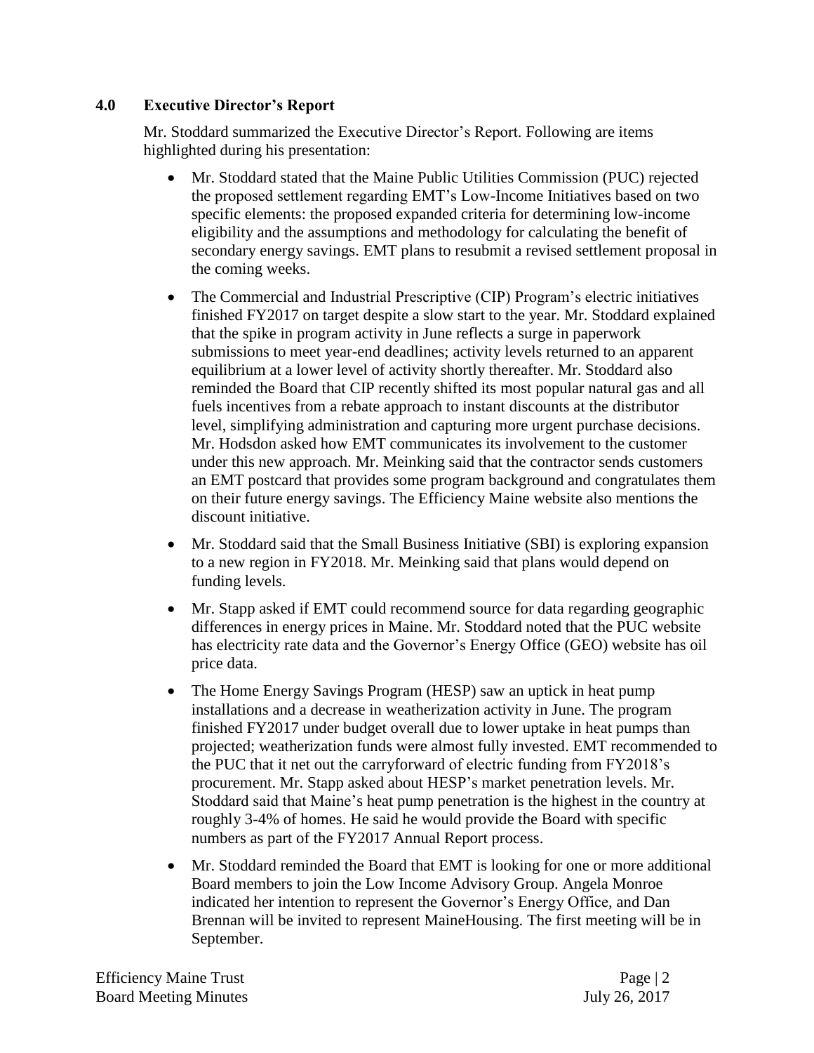## 4.0 Executive Director's Report

Mr. Stoddard summarized the Executive Director's Report. Following are items highlighted during his presentation:

- Mr. Stoddard stated that the Maine Public Utilities Commission (PUC) rejected the proposed settlement regarding EMT's Low-Income Initiatives based on two specific elements: the proposed expanded criteria for determining low-income eligibility and the assumptions and methodology for calculating the benefit of secondary energy savings. EMT plans to resubmit a revised settlement proposal in the coming weeks.
- The Commercial and Industrial Prescriptive (CIP) Program's electric initiatives finished FY2017 on target despite a slow start to the year. Mr. Stoddard explained that the spike in program activity in June reflects a surge in paperwork submissions to meet year-end deadlines; activity levels returned to an apparent equilibrium at a lower level of activity shortly thereafter. Mr. Stoddard also reminded the Board that CIP recently shifted its most popular natural gas and all fuels incentives from a rebate approach to instant discounts at the distributor level, simplifying administration and capturing more urgent purchase decisions. Mr. Hodsdon asked how EMT communicates its involvement to the customer under this new approach. Mr. Meinking said that the contractor sends customers an EMT postcard that provides some program background and congratulates them on their future energy savings. The Efficiency Maine website also mentions the discount initiative.
- Mr. Stoddard said that the Small Business Initiative (SBI) is exploring expansion to a new region in FY2018. Mr. Meinking said that plans would depend on funding levels.
- Mr. Stapp asked if EMT could recommend source for data regarding geographic differences in energy prices in Maine. Mr. Stoddard noted that the PUC website has electricity rate data and the Governor's Energy Office (GEO) website has oil price data.
- The Home Energy Savings Program (HESP) saw an uptick in heat pump installations and a decrease in weatherization activity in June. The program finished FY2017 under budget overall due to lower uptake in heat pumps than projected; weatherization funds were almost fully invested. EMT recommended to the PUC that it net out the carryforward of electric funding from FY2018's procurement. Mr. Stapp asked about HESP's market penetration levels. Mr. Stoddard said that Maine's heat pump penetration is the highest in the country at roughly 3-4% of homes. He said he would provide the Board with specific numbers as part of the FY2017 Annual Report process.
- Mr. Stoddard reminded the Board that EMT is looking for one or more additional Board members to join the Low Income Advisory Group. Angela Monroe indicated her intention to represent the Governor's Energy Office, and Dan Brennan will be invited to represent MaineHousing. The first meeting will be in September.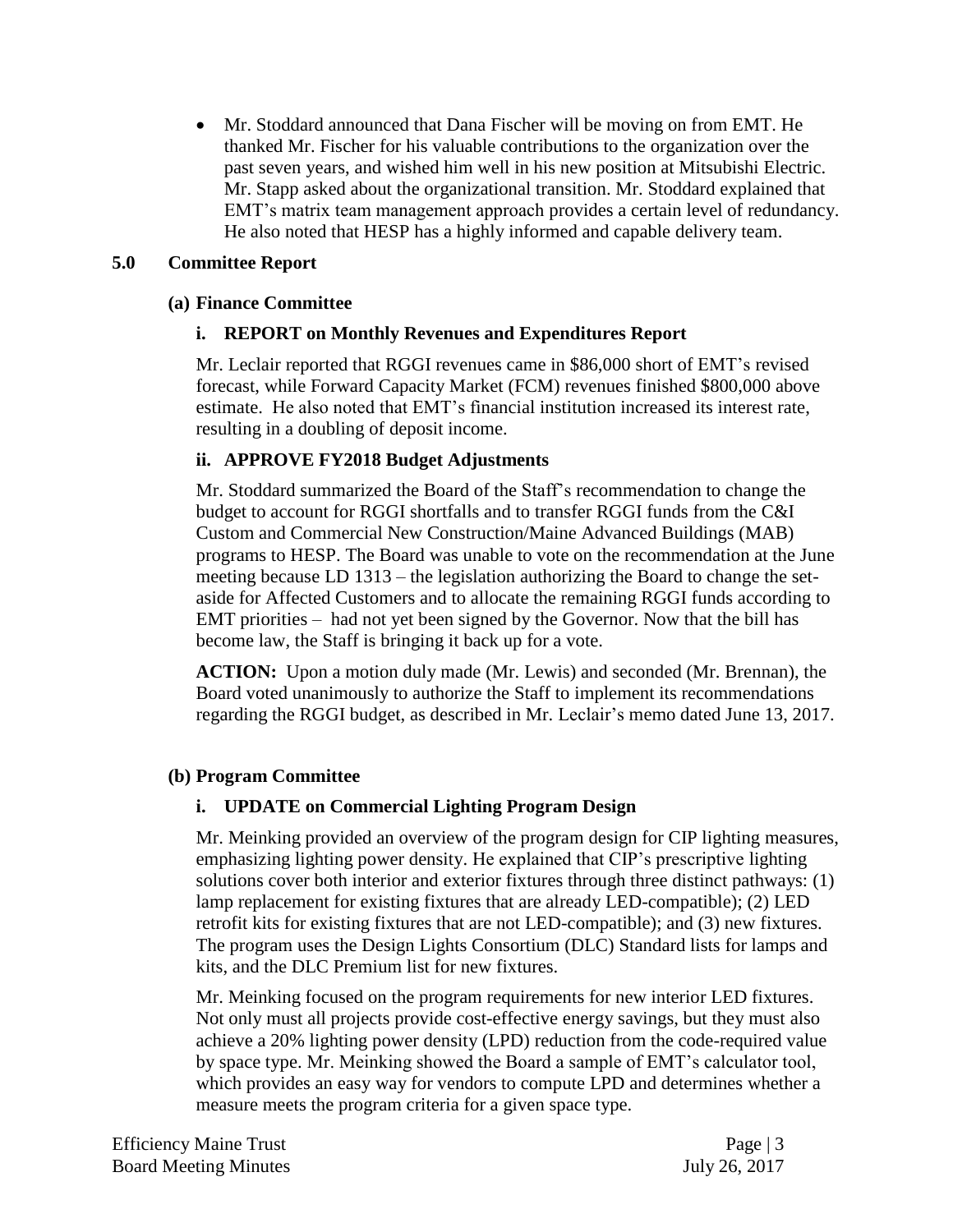- Mr. Stoddard announced that Dana Fischer will be moving on from EMT. He thanked Mr. Fischer for his valuable contributions to the organization over the past seven years, and wished him well in his new position at Mitsubishi Electric. Mr. Stapp asked about the organizational transition. Mr. Stoddard explained that EMT's matrix team management approach provides a certain level of redundancy. He also noted that HESP has a highly informed and capable delivery team.

## 5.0 Committee Report

### (a) Finance Committee

#### i. REPORT on Monthly Revenues and Expenditures Report

Mr. Leclair reported that RGGI revenues came in $86,000 short of EMT's revised forecast, while Forward Capacity Market (FCM) revenues finished $800,000 above estimate. He also noted that EMT's financial institution increased its interest rate, resulting in a doubling of deposit income.

#### ii. APPROVE FY2018 Budget Adjustments

Mr. Stoddard summarized the Board of the Staff's recommendation to change the budget to account for RGGI shortfalls and to transfer RGGI funds from the C&I Custom and Commercial New Construction/Maine Advanced Buildings (MAB) programs to HESP. The Board was unable to vote on the recommendation at the June meeting because LD 1313 – the legislation authorizing the Board to change the set-aside for Affected Customers and to allocate the remaining RGGI funds according to EMT priorities – had not yet been signed by the Governor. Now that the bill has become law, the Staff is bringing it back up for a vote.

**ACTION:** Upon a motion duly made (Mr. Lewis) and seconded (Mr. Brennan), the Board voted unanimously to authorize the Staff to implement its recommendations regarding the RGGI budget, as described in Mr. Leclair's memo dated June 13, 2017.

### (b) Program Committee

#### i. UPDATE on Commercial Lighting Program Design

Mr. Meinking provided an overview of the program design for CIP lighting measures, emphasizing lighting power density. He explained that CIP's prescriptive lighting solutions cover both interior and exterior fixtures through three distinct pathways: (1) lamp replacement for existing fixtures that are already LED-compatible); (2) LED retrofit kits for existing fixtures that are not LED-compatible); and (3) new fixtures. The program uses the Design Lights Consortium (DLC) Standard lists for lamps and kits, and the DLC Premium list for new fixtures.

Mr. Meinking focused on the program requirements for new interior LED fixtures. Not only must all projects provide cost-effective energy savings, but they must also achieve a 20% lighting power density (LPD) reduction from the code-required value by space type. Mr. Meinking showed the Board a sample of EMT's calculator tool, which provides an easy way for vendors to compute LPD and determines whether a measure meets the program criteria for a given space type.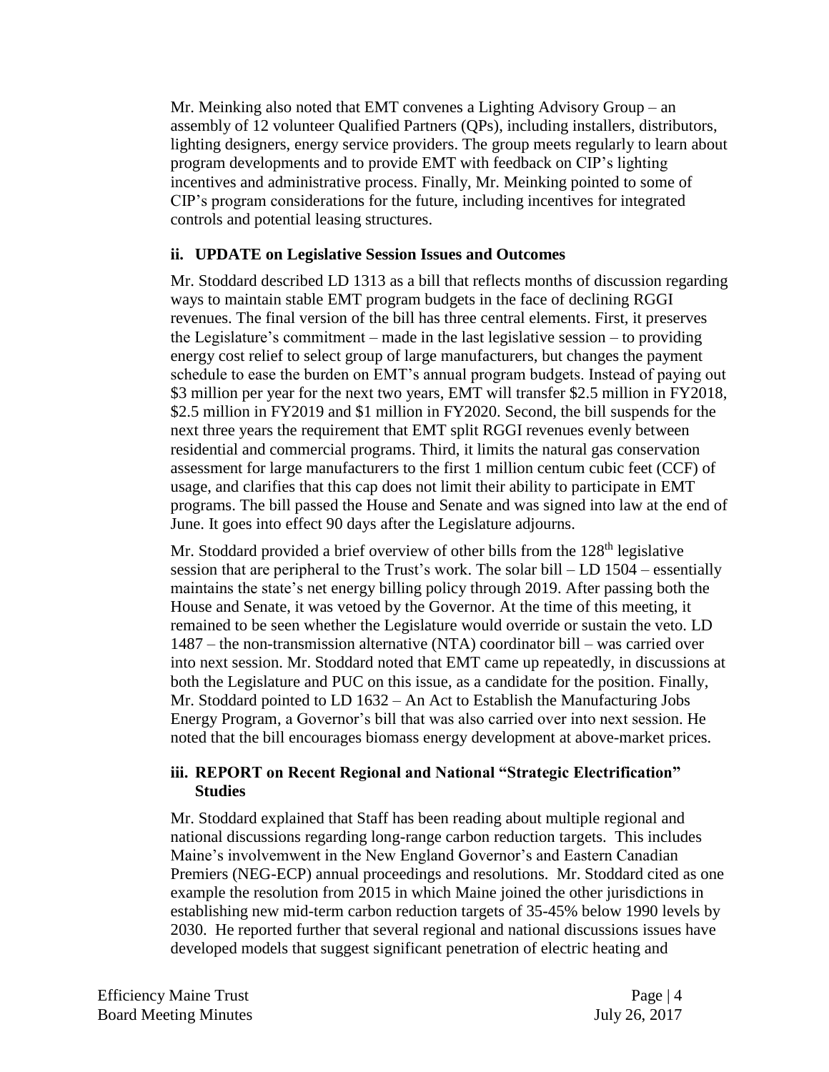Mr. Meinking also noted that EMT convenes a Lighting Advisory Group – an assembly of 12 volunteer Qualified Partners (QPs), including installers, distributors, lighting designers, energy service providers. The group meets regularly to learn about program developments and to provide EMT with feedback on CIP's lighting incentives and administrative process. Finally, Mr. Meinking pointed to some of CIP's program considerations for the future, including incentives for integrated controls and potential leasing structures.

### ii. UPDATE on Legislative Session Issues and Outcomes

Mr. Stoddard described LD 1313 as a bill that reflects months of discussion regarding ways to maintain stable EMT program budgets in the face of declining RGGI revenues. The final version of the bill has three central elements. First, it preserves the Legislature's commitment – made in the last legislative session – to providing energy cost relief to select group of large manufacturers, but changes the payment schedule to ease the burden on EMT's annual program budgets. Instead of paying out \$3 million per year for the next two years, EMT will transfer \$2.5 million in FY2018, \$2.5 million in FY2019 and \$1 million in FY2020. Second, the bill suspends for the next three years the requirement that EMT split RGGI revenues evenly between residential and commercial programs. Third, it limits the natural gas conservation assessment for large manufacturers to the first 1 million centum cubic feet (CCF) of usage, and clarifies that this cap does not limit their ability to participate in EMT programs. The bill passed the House and Senate and was signed into law at the end of June. It goes into effect 90 days after the Legislature adjourns.

Mr. Stoddard provided a brief overview of other bills from the 128th legislative session that are peripheral to the Trust's work. The solar bill – LD 1504 – essentially maintains the state's net energy billing policy through 2019. After passing both the House and Senate, it was vetoed by the Governor. At the time of this meeting, it remained to be seen whether the Legislature would override or sustain the veto. LD 1487 – the non-transmission alternative (NTA) coordinator bill – was carried over into next session. Mr. Stoddard noted that EMT came up repeatedly, in discussions at both the Legislature and PUC on this issue, as a candidate for the position. Finally, Mr. Stoddard pointed to LD 1632 – An Act to Establish the Manufacturing Jobs Energy Program, a Governor's bill that was also carried over into next session. He noted that the bill encourages biomass energy development at above-market prices.

### iii. REPORT on Recent Regional and National "Strategic Electrification" Studies

Mr. Stoddard explained that Staff has been reading about multiple regional and national discussions regarding long-range carbon reduction targets. This includes Maine's involvemwent in the New England Governor's and Eastern Canadian Premiers (NEG-ECP) annual proceedings and resolutions. Mr. Stoddard cited as one example the resolution from 2015 in which Maine joined the other jurisdictions in establishing new mid-term carbon reduction targets of 35-45% below 1990 levels by 2030. He reported further that several regional and national discussions issues have developed models that suggest significant penetration of electric heating and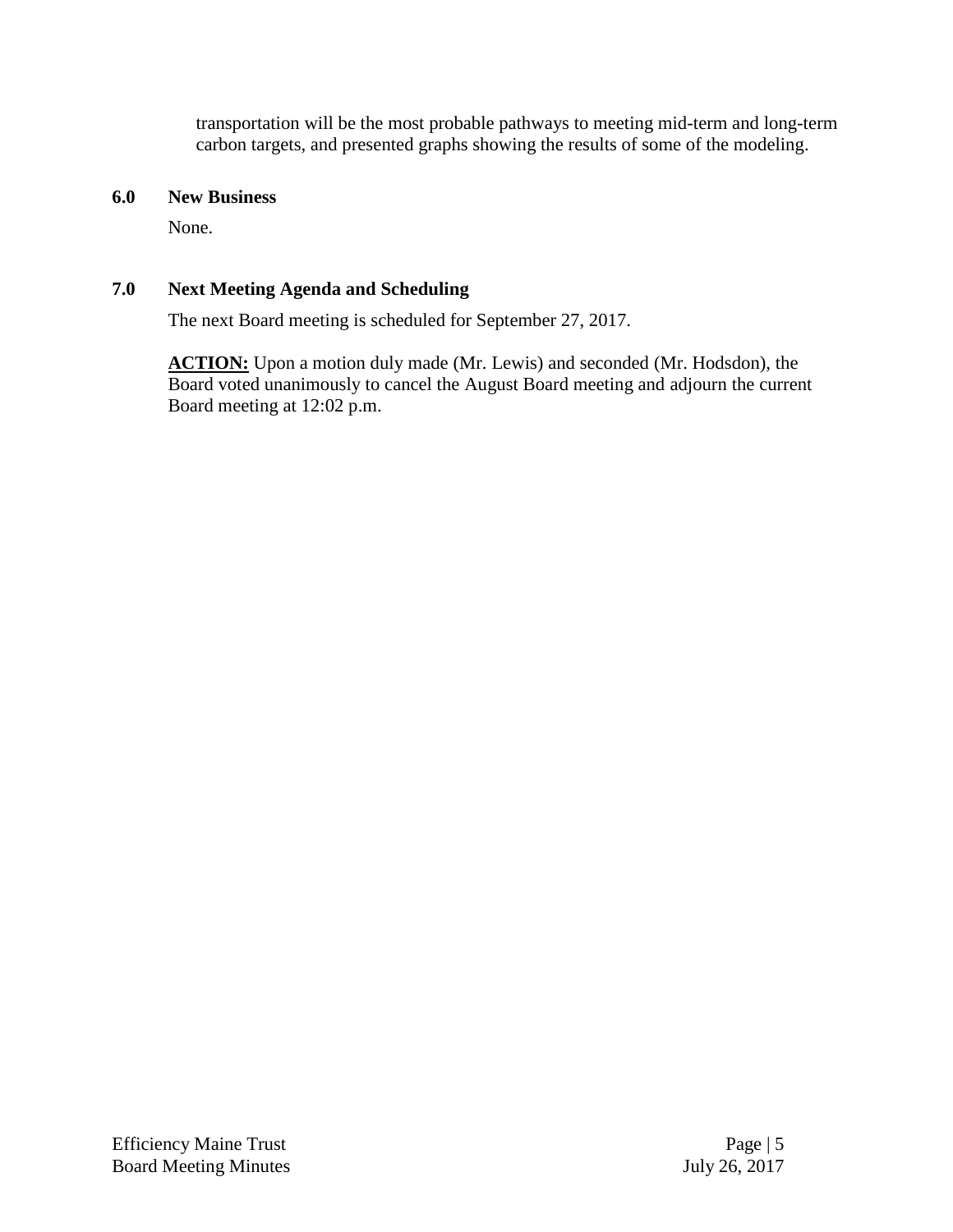transportation will be the most probable pathways to meeting mid-term and long-term carbon targets, and presented graphs showing the results of some of the modeling.

## 6.0 New Business

None.

## 7.0 Next Meeting Agenda and Scheduling

The next Board meeting is scheduled for September 27, 2017.

**ACTION:** Upon a motion duly made (Mr. Lewis) and seconded (Mr. Hodsdon), the Board voted unanimously to cancel the August Board meeting and adjourn the current Board meeting at 12:02 p.m.